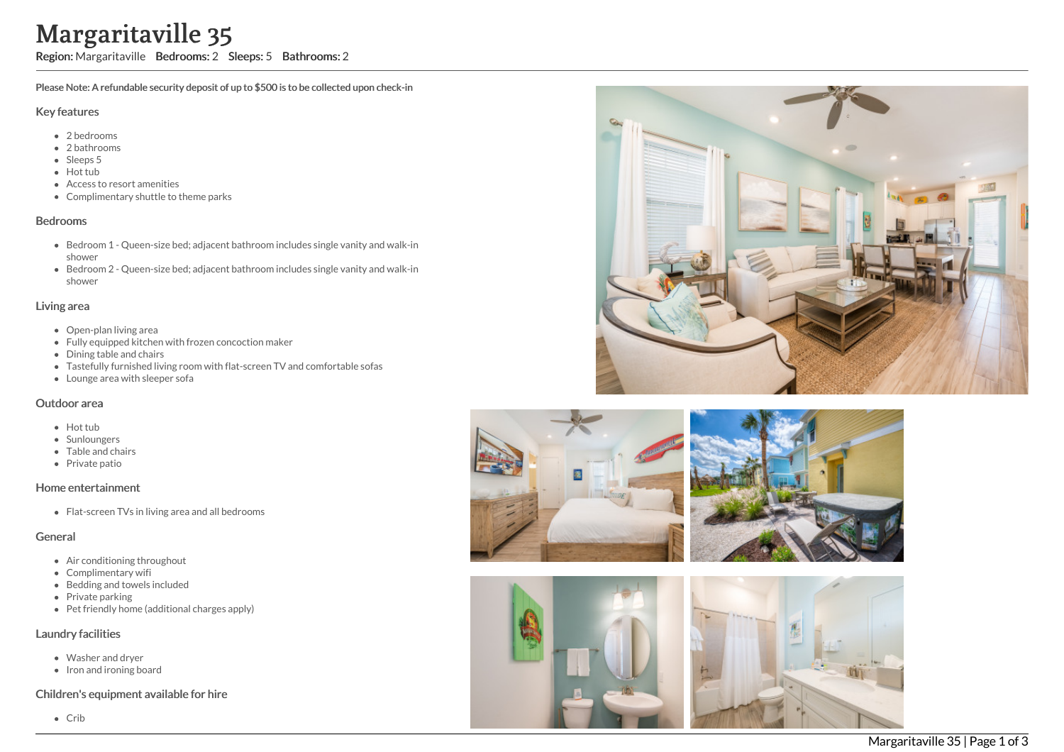# Margaritaville 35

**Region:** Margaritaville **Bedrooms:** 2 **Sleeps:** 5 **Bathrooms:** 2

**Please Note: A refundable security deposit of up to $500 is to be collected upon check-in**

## Key features

- 2 bedrooms
- 2 bathrooms
- Sleeps 5
- Hot tub
- Access to resort amenities
- Complimentary shuttle to theme parks

## Bedrooms

- Bedroom 1 - Queen-size bed; adjacent bathroom includes single vanity and walk-in shower
- Bedroom 2 - Queen-size bed; adjacent bathroom includes single vanity and walk-in shower

## Living area

- Open-plan living area
- Fully equipped kitchen with frozen concoction maker
- Dining table and chairs
- Tastefully furnished living room with flat-screen TV and comfortable sofas
- Lounge area with sleeper sofa

## Outdoor area

- Hot tub
- Sunloungers
- Table and chairs
- Private patio

## Home entertainment

- Flat-screen TVs in living area and all bedrooms

## General

- Air conditioning throughout
- Complimentary wifi
- Bedding and towels included
- Private parking
- Pet friendly home (additional charges apply)

## Laundry facilities

- Washer and dryer
- Iron and ironing board

## Children's equipment available for hire

- Crib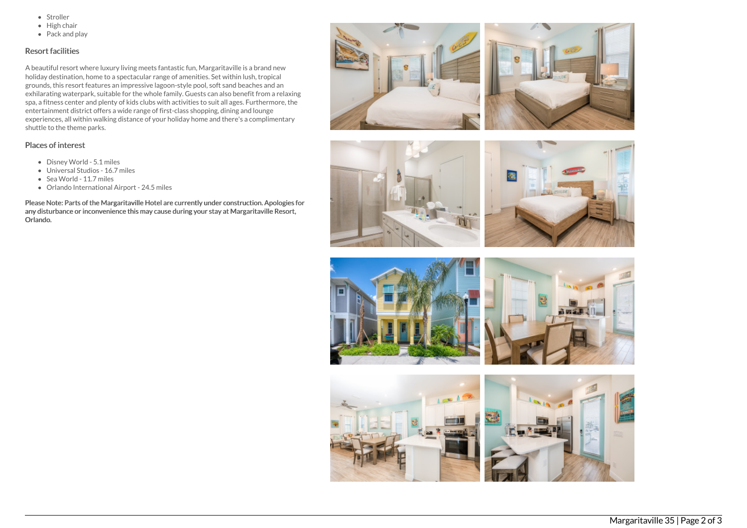- Stroller
- High chair
- Pack and play

## Resort facilities

A beautiful resort where luxury living meets fantastic fun, Margaritaville is a brand new holiday destination, home to a spectacular range of amenities. Set within lush, tropical grounds, this resort features an impressive lagoon-style pool, soft sand beaches and an exhilarating waterpark, suitable for the whole family. Guests can also benefit from a relaxing spa, a fitness center and plenty of kids clubs with activities to suit all ages. Furthermore, the entertainment district offers a wide range of first-class shopping, dining and lounge experiences, all within walking distance of your holiday home and there's a complimentary shuttle to the theme parks.

## Places of interest

- Disney World - 5.1 miles
- Universal Studios - 16.7 miles
- Sea World - 11.7 miles
- Orlando International Airport - 24.5 miles

**Please Note: Parts of the Margaritaville Hotel are currently under construction. Apologies for any disturbance or inconvenience this may cause during your stay at Margaritaville Resort, Orlando.**